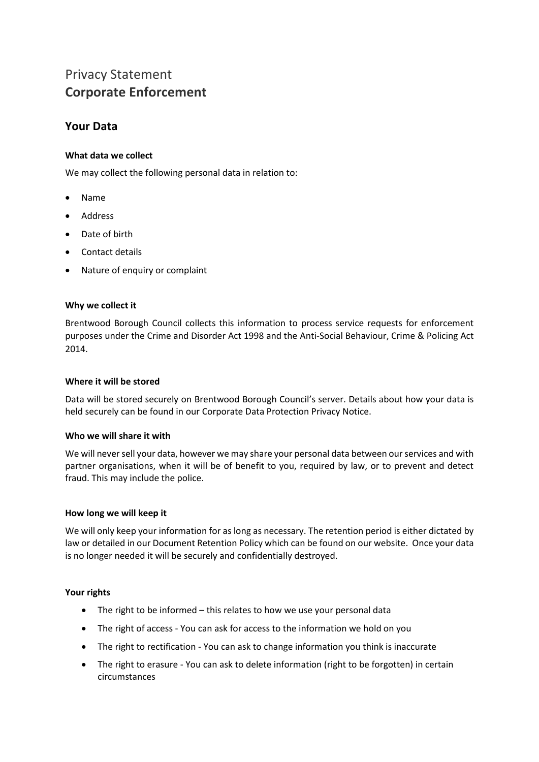# Privacy Statement
# **Corporate Enforcement**

## Your Data

### What data we collect

We may collect the following personal data in relation to:

- Name
- Address
- Date of birth
- Contact details
- Nature of enquiry or complaint

### Why we collect it

Brentwood Borough Council collects this information to process service requests for enforcement purposes under the Crime and Disorder Act 1998 and the Anti-Social Behaviour, Crime & Policing Act 2014.

### Where it will be stored

Data will be stored securely on Brentwood Borough Council's server. Details about how your data is held securely can be found in our Corporate Data Protection Privacy Notice.

### Who we will share it with

We will never sell your data, however we may share your personal data between our services and with partner organisations, when it will be of benefit to you, required by law, or to prevent and detect fraud. This may include the police.

### How long we will keep it

We will only keep your information for as long as necessary. The retention period is either dictated by law or detailed in our Document Retention Policy which can be found on our website. Once your data is no longer needed it will be securely and confidentially destroyed.

### Your rights

- The right to be informed – this relates to how we use your personal data
- The right of access - You can ask for access to the information we hold on you
- The right to rectification - You can ask to change information you think is inaccurate
- The right to erasure - You can ask to delete information (right to be forgotten) in certain circumstances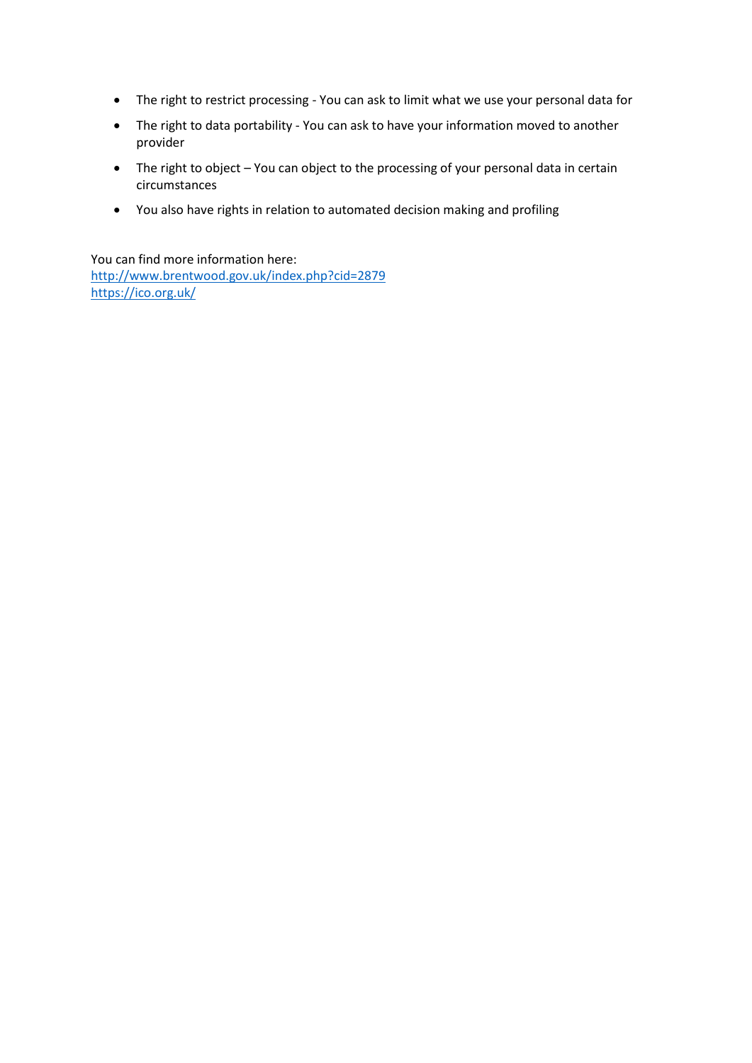- The right to restrict processing - You can ask to limit what we use your personal data for
- The right to data portability - You can ask to have your information moved to another provider
- The right to object – You can object to the processing of your personal data in certain circumstances
- You also have rights in relation to automated decision making and profiling

You can find more information here:
http://www.brentwood.gov.uk/index.php?cid=2879
https://ico.org.uk/